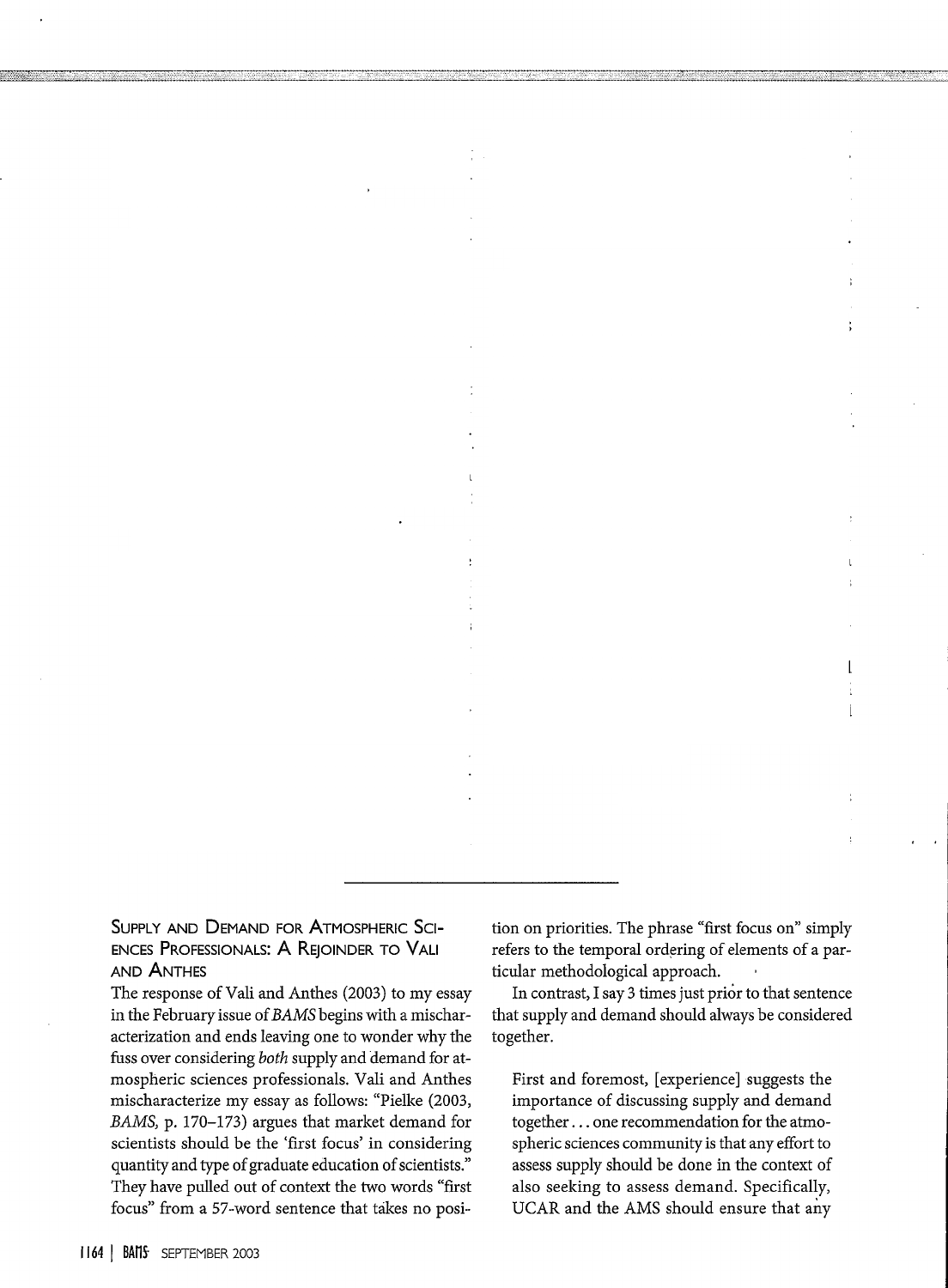## Supply and Demand for Atmospheric Sciences Professionals: A Rejoinder to Vali and Anthes

The response of Vali and Anthes (2003) to my essay in the February issue of *BAMS* begins with a mischaracterization and ends leaving one to wonder why the fuss over considering *both* supply and demand for atmospheric sciences professionals. Vali and Anthes mischaracterize my essay as follows: "Pielke (2003, *BAMS*, p. 170–173) argues that market demand for scientists should be the 'first focus' in considering quantity and type of graduate education of scientists." They have pulled out of context the two words "first focus" from a 57-word sentence that takes no position on priorities. The phrase "first focus on" simply refers to the temporal ordering of elements of a particular methodological approach.

In contrast, I say 3 times just prior to that sentence that supply and demand should always be considered together.

> First and foremost, [experience] suggests the importance of discussing supply and demand together . . . one recommendation for the atmospheric sciences community is that any effort to assess supply should be done in the context of also seeking to assess demand. Specifically, UCAR and the AMS should ensure that any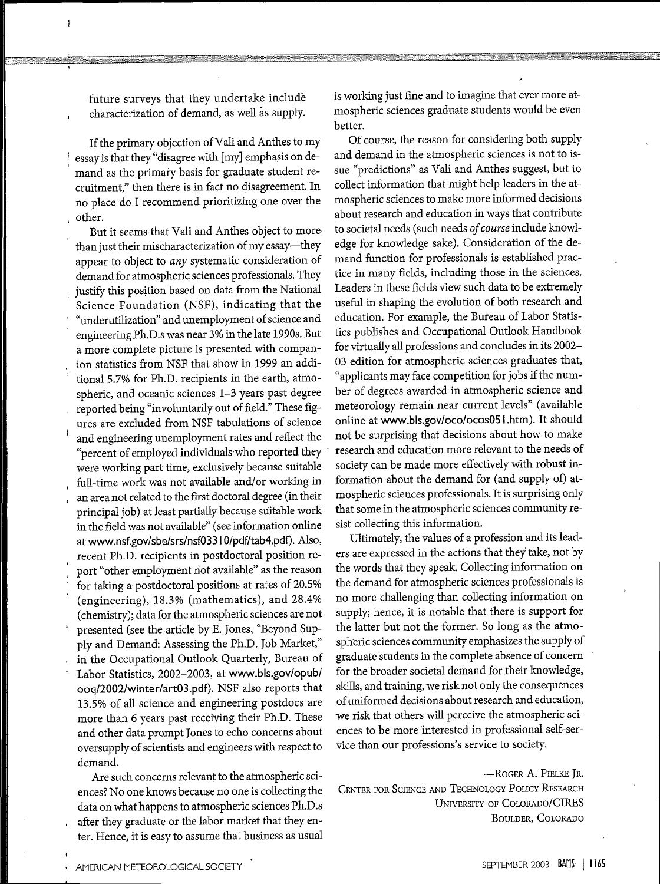future surveys that they undertake include characterization of demand, as well as supply.

If the primary objection of Vali and Anthes to my essay is that they "disagree with [my] emphasis on demand as the primary basis for graduate student recruitment," then there is in fact no disagreement. In no place do I recommend prioritizing one over the other.

But it seems that Vali and Anthes object to more than just their mischaracterization of my essay—they appear to object to *any* systematic consideration of demand for atmospheric sciences professionals. They justify this position based on data from the National Science Foundation (NSF), indicating that the "underutilization" and unemployment of science and engineering Ph.D.s was near 3% in the late 1990s. But a more complete picture is presented with companion statistics from NSF that show in 1999 an additional 5.7% for Ph.D. recipients in the earth, atmospheric, and oceanic sciences 1–3 years past degree reported being "involuntarily out of field." These figures are excluded from NSF tabulations of science and engineering unemployment rates and reflect the "percent of employed individuals who reported they were working part time, exclusively because suitable full-time work was not available and/or working in an area not related to the first doctoral degree (in their principal job) at least partially because suitable work in the field was not available" (see information online at www.nsf.gov/sbe/srs/nsf03310/pdf/tab4.pdf). Also, recent Ph.D. recipients in postdoctoral position report "other employment not available" as the reason for taking a postdoctoral positions at rates of 20.5% (engineering), 18.3% (mathematics), and 28.4% (chemistry); data for the atmospheric sciences are not presented (see the article by E. Jones, "Beyond Supply and Demand: Assessing the Ph.D. Job Market," in the Occupational Outlook Quarterly, Bureau of Labor Statistics, 2002–2003, at www.bls.gov/opub/ooq/2002/winter/art03.pdf). NSF also reports that 13.5% of all science and engineering postdocs are more than 6 years past receiving their Ph.D. These and other data prompt Jones to echo concerns about oversupply of scientists and engineers with respect to demand.

Are such concerns relevant to the atmospheric sciences? No one knows because no one is collecting the data on what happens to atmospheric sciences Ph.D.s after they graduate or the labor market that they enter. Hence, it is easy to assume that business as usual is working just fine and to imagine that ever more atmospheric sciences graduate students would be even better.

Of course, the reason for considering both supply and demand in the atmospheric sciences is not to issue "predictions" as Vali and Anthes suggest, but to collect information that might help leaders in the atmospheric sciences to make more informed decisions about research and education in ways that contribute to societal needs (such needs *of course* include knowledge for knowledge sake). Consideration of the demand function for professionals is established practice in many fields, including those in the sciences. Leaders in these fields view such data to be extremely useful in shaping the evolution of both research and education. For example, the Bureau of Labor Statistics publishes and Occupational Outlook Handbook for virtually all professions and concludes in its 2002–03 edition for atmospheric sciences graduates that, "applicants may face competition for jobs if the number of degrees awarded in atmospheric science and meteorology remain near current levels" (available online at www.bls.gov/oco/ocos051.htm). It should not be surprising that decisions about how to make research and education more relevant to the needs of society can be made more effectively with robust information about the demand for (and supply of) atmospheric sciences professionals. It is surprising only that some in the atmospheric sciences community resist collecting this information.

Ultimately, the values of a profession and its leaders are expressed in the actions that they take, not by the words that they speak. Collecting information on the demand for atmospheric sciences professionals is no more challenging than collecting information on supply; hence, it is notable that there is support for the latter but not the former. So long as the atmospheric sciences community emphasizes the supply of graduate students in the complete absence of concern for the broader societal demand for their knowledge, skills, and training, we risk not only the consequences of uniformed decisions about research and education, we risk that others will perceive the atmospheric sciences to be more interested in professional self-service than our professions's service to society.

—Roger A. Pielke Jr.
Center for Science and Technology Policy Research
University of Colorado/CIRES
Boulder, Colorado